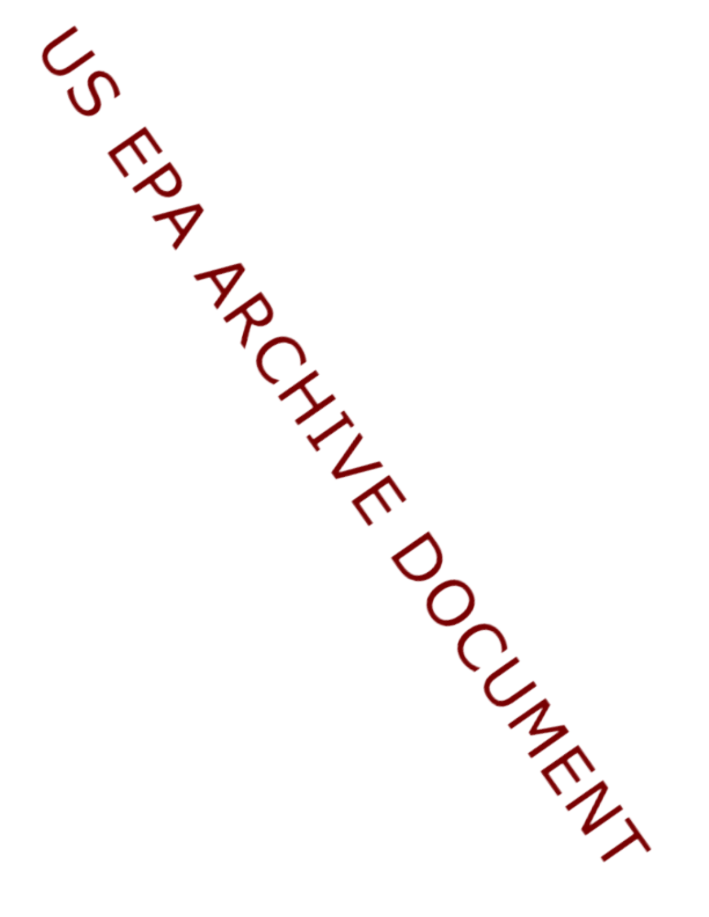US EPA ARCHIVE DOCUMENT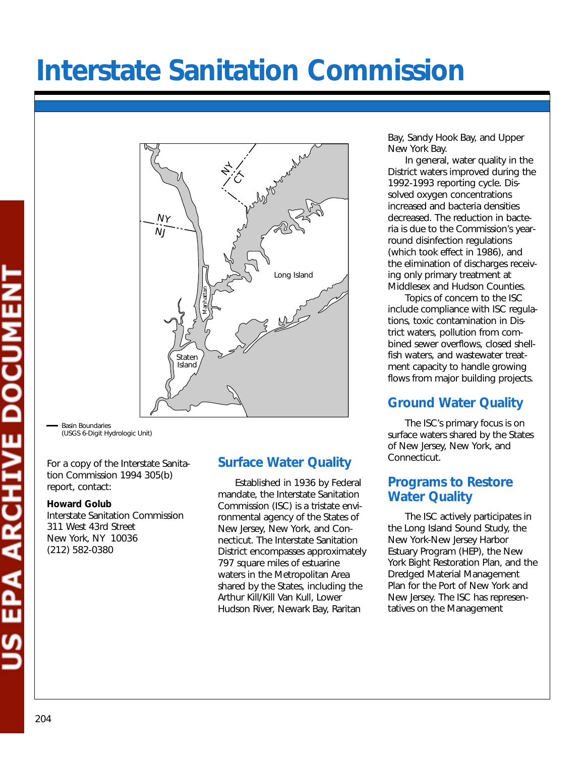# Interstate Sanitation Commission

— Basin Boundaries
(USGS 6-Digit Hydrologic Unit)

For a copy of the Interstate Sanitation Commission 1994 305(b) report, contact:

**Howard Golub**
Interstate Sanitation Commission
311 West 43rd Street
New York, NY 10036
(212) 582-0380

## Surface Water Quality

Established in 1936 by Federal mandate, the Interstate Sanitation Commission (ISC) is a tristate environmental agency of the States of New Jersey, New York, and Connecticut. The Interstate Sanitation District encompasses approximately 797 square miles of estuarine waters in the Metropolitan Area shared by the States, including the Arthur Kill/Kill Van Kull, Lower Hudson River, Newark Bay, Raritan Bay, Sandy Hook Bay, and Upper New York Bay.

In general, water quality in the District waters improved during the 1992-1993 reporting cycle. Dissolved oxygen concentrations increased and bacteria densities decreased. The reduction in bacteria is due to the Commission's year-round disinfection regulations (which took effect in 1986), and the elimination of discharges receiving only primary treatment at Middlesex and Hudson Counties.

Topics of concern to the ISC include compliance with ISC regulations, toxic contamination in District waters, pollution from combined sewer overflows, closed shellfish waters, and wastewater treatment capacity to handle growing flows from major building projects.

## Ground Water Quality

The ISC's primary focus is on surface waters shared by the States of New Jersey, New York, and Connecticut.

## Programs to Restore Water Quality

The ISC actively participates in the Long Island Sound Study, the New York-New Jersey Harbor Estuary Program (HEP), the New York Bight Restoration Plan, and the Dredged Material Management Plan for the Port of New York and New Jersey. The ISC has representatives on the Management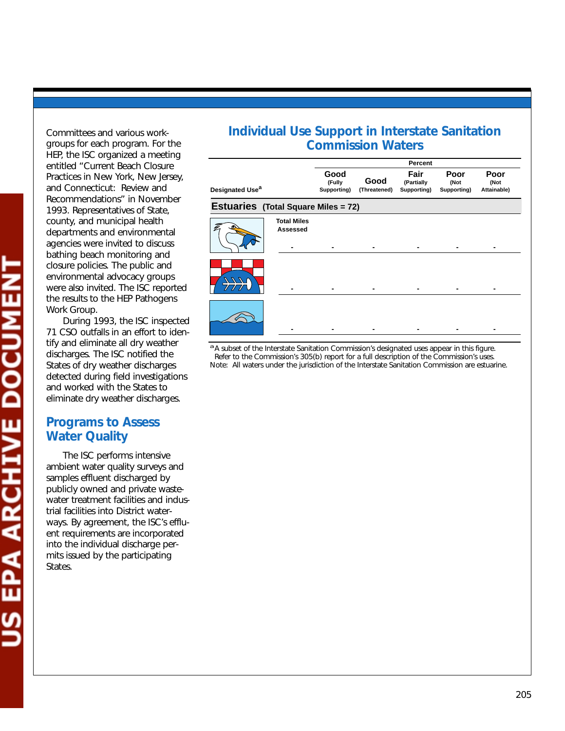Committees and various work-groups for each program. For the HEP, the ISC organized a meeting entitled "Current Beach Closure Practices in New York, New Jersey, and Connecticut: Review and Recommendations" in November 1993. Representatives of State, county, and municipal health departments and environmental agencies were invited to discuss bathing beach monitoring and closure policies. The public and environmental advocacy groups were also invited. The ISC reported the results to the HEP Pathogens Work Group.

During 1993, the ISC inspected 71 CSO outfalls in an effort to identify and eliminate all dry weather discharges. The ISC notified the States of dry weather discharges detected during field investigations and worked with the States to eliminate dry weather discharges.

## Programs to Assess Water Quality

The ISC performs intensive ambient water quality surveys and samples effluent discharged by publicly owned and private wastewater treatment facilities and industrial facilities into District waterways. By agreement, the ISC's effluent requirements are incorporated into the individual discharge permits issued by the participating States.

## Individual Use Support in Interstate Sanitation Commission Waters

| Designated Use[a] | Total Miles Assessed | Good (Fully Supporting) | Good (Threatened) | Fair (Partially Supporting) | Poor (Not Supporting) | Poor (Not Attainable) |
|---|---|---|---|---|---|---|
| | | Percent | | | | |
| **Estuaries (Total Square Miles = 72)** | | | | | | |
| | - | - | - | - | - | - |
| | - | - | - | - | - | - |
| | - | - | - | - | - | - |

[a] A subset of the Interstate Sanitation Commission's designated uses appear in this figure. Refer to the Commission's 305(b) report for a full description of the Commission's uses.

Note: All waters under the jurisdiction of the Interstate Sanitation Commission are estuarine.